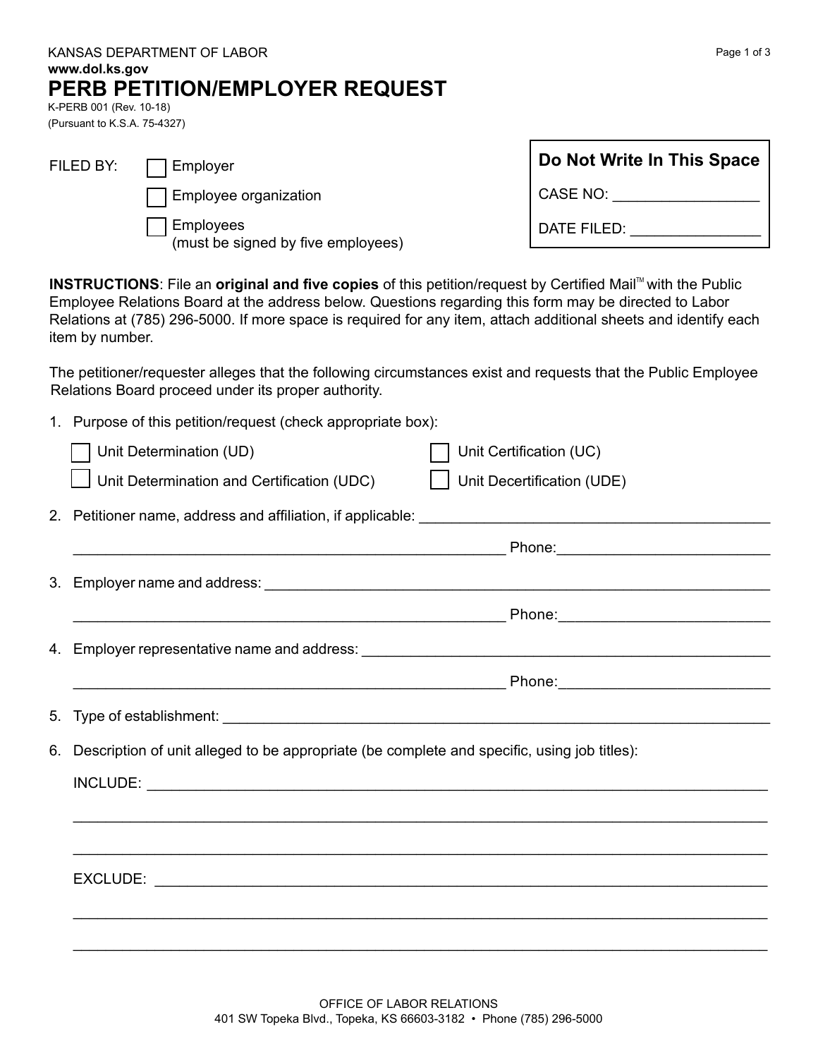KANSAS DEPARTMENT OF LABOR
**www.dol.ks.gov**

# PERB PETITION/EMPLOYER REQUEST

K-PERB 001 (Rev. 10-18)
(Pursuant to K.S.A. 75-4327)

FILED BY:

- ☐ Employer
- ☐ Employee organization
- ☐ Employees (must be signed by five employees)

| **Do Not Write In This Space** |
|---|
| CASE NO: __________________ |
| DATE FILED: ________________ |

**INSTRUCTIONS**: File an **original and five copies** of this petition/request by Certified Mail™ with the Public Employee Relations Board at the address below. Questions regarding this form may be directed to Labor Relations at (785) 296-5000. If more space is required for any item, attach additional sheets and identify each item by number.

The petitioner/requester alleges that the following circumstances exist and requests that the Public Employee Relations Board proceed under its proper authority.

1. Purpose of this petition/request (check appropriate box):
   - ☐ Unit Determination (UD)
   - ☐ Unit Certification (UC)
   - ☐ Unit Determination and Certification (UDC)
   - ☐ Unit Decertification (UDE)

2. Petitioner name, address and affiliation, if applicable: ____________________________________________

   ______________________________________________________ Phone: __________________________

3. Employer name and address: ____________________________________________________________

   ______________________________________________________ Phone: __________________________

4. Employer representative name and address: _______________________________________________

   ______________________________________________________ Phone: __________________________

5. Type of establishment: _________________________________________________________________

6. Description of unit alleged to be appropriate (be complete and specific, using job titles):

   INCLUDE: _____________________________________________________________________________

   _______________________________________________________________________________________

   _______________________________________________________________________________________

   EXCLUDE: _____________________________________________________________________________

   _______________________________________________________________________________________

   _______________________________________________________________________________________

OFFICE OF LABOR RELATIONS
401 SW Topeka Blvd., Topeka, KS 66603-3182 • Phone (785) 296-5000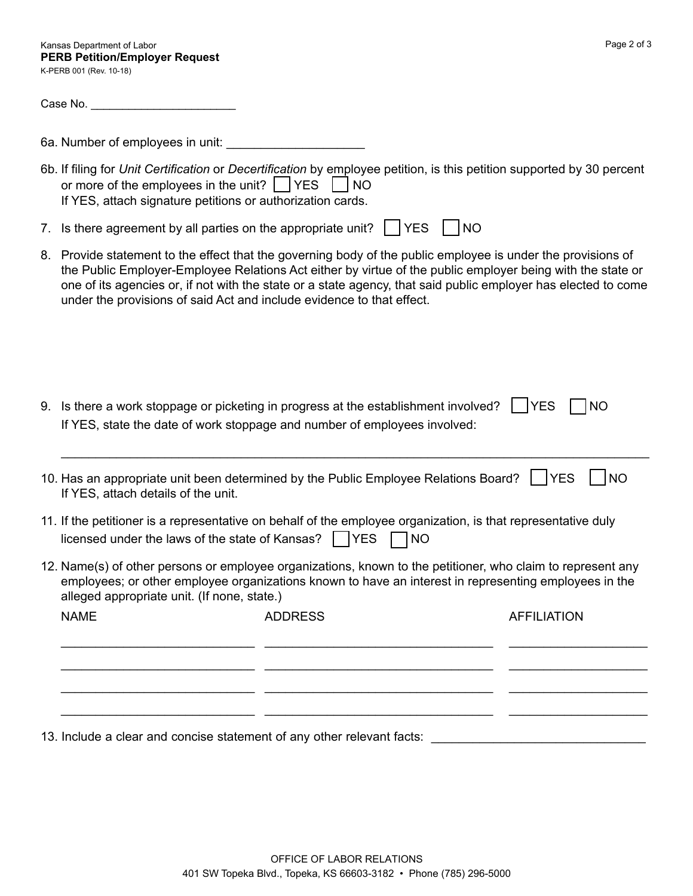Kansas Department of Labor
**PERB Petition/Employer Request**
K-PERB 001 (Rev. 10-18)

Case No. ______________________

6a. Number of employees in unit: ____________________

6b. If filing for *Unit Certification* or *Decertification* by employee petition, is this petition supported by 30 percent or more of the employees in the unit? ☐ YES ☐ NO
If YES, attach signature petitions or authorization cards.

7. Is there agreement by all parties on the appropriate unit? ☐ YES ☐ NO

8. Provide statement to the effect that the governing body of the public employee is under the provisions of the Public Employer-Employee Relations Act either by virtue of the public employer being with the state or one of its agencies or, if not with the state or a state agency, that said public employer has elected to come under the provisions of said Act and include evidence to that effect.

9. Is there a work stoppage or picketing in progress at the establishment involved? ☐ YES ☐ NO
If YES, state the date of work stoppage and number of employees involved:

_____________________________________________________________________________

10. Has an appropriate unit been determined by the Public Employee Relations Board? ☐ YES ☐ NO
If YES, attach details of the unit.

11. If the petitioner is a representative on behalf of the employee organization, is that representative duly licensed under the laws of the state of Kansas? ☐ YES ☐ NO

12. Name(s) of other persons or employee organizations, known to the petitioner, who claim to represent any employees; or other employee organizations known to have an interest in representing employees in the alleged appropriate unit. (If none, state.)

| NAME | ADDRESS | AFFILIATION |
| --- | --- | --- |
| | | |
| | | |
| | | |
| | | |

13. Include a clear and concise statement of any other relevant facts: ______________________________

OFFICE OF LABOR RELATIONS
401 SW Topeka Blvd., Topeka, KS 66603-3182 • Phone (785) 296-5000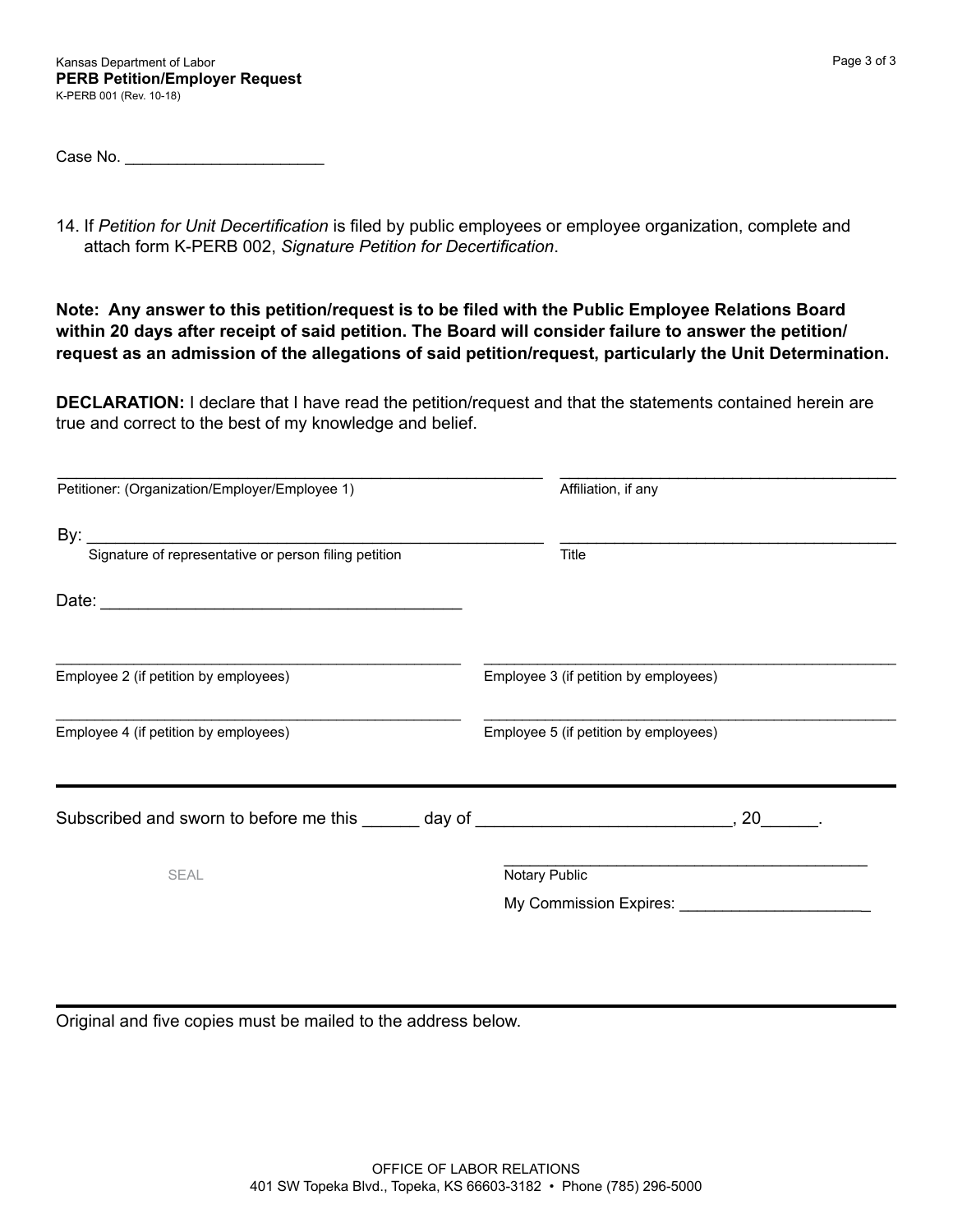Case No. ______________________

14. If *Petition for Unit Decertification* is filed by public employees or employee organization, complete and attach form K-PERB 002, *Signature Petition for Decertification*.

**Note: Any answer to this petition/request is to be filed with the Public Employee Relations Board within 20 days after receipt of said petition. The Board will consider failure to answer the petition/request as an admission of the allegations of said petition/request, particularly the Unit Determination.**

**DECLARATION:** I declare that I have read the petition/request and that the statements contained herein are true and correct to the best of my knowledge and belief.

______________________________________________________ ______________________________________
Petitioner: (Organization/Employer/Employee 1) Affiliation, if any

By: ___________________________________________________ ______________________________________
Signature of representative or person filing petition Title

Date: _____________________________________

______________________________________________ ______________________________________________
Employee 2 (if petition by employees) Employee 3 (if petition by employees)

______________________________________________ ______________________________________________
Employee 4 (if petition by employees) Employee 5 (if petition by employees)

---

Subscribed and sworn to before me this ______ day of __________________________, 20______.

SEAL

________________________________________
Notary Public

My Commission Expires: _____________________

---

Original and five copies must be mailed to the address below.

OFFICE OF LABOR RELATIONS
401 SW Topeka Blvd., Topeka, KS 66603-3182 • Phone (785) 296-5000